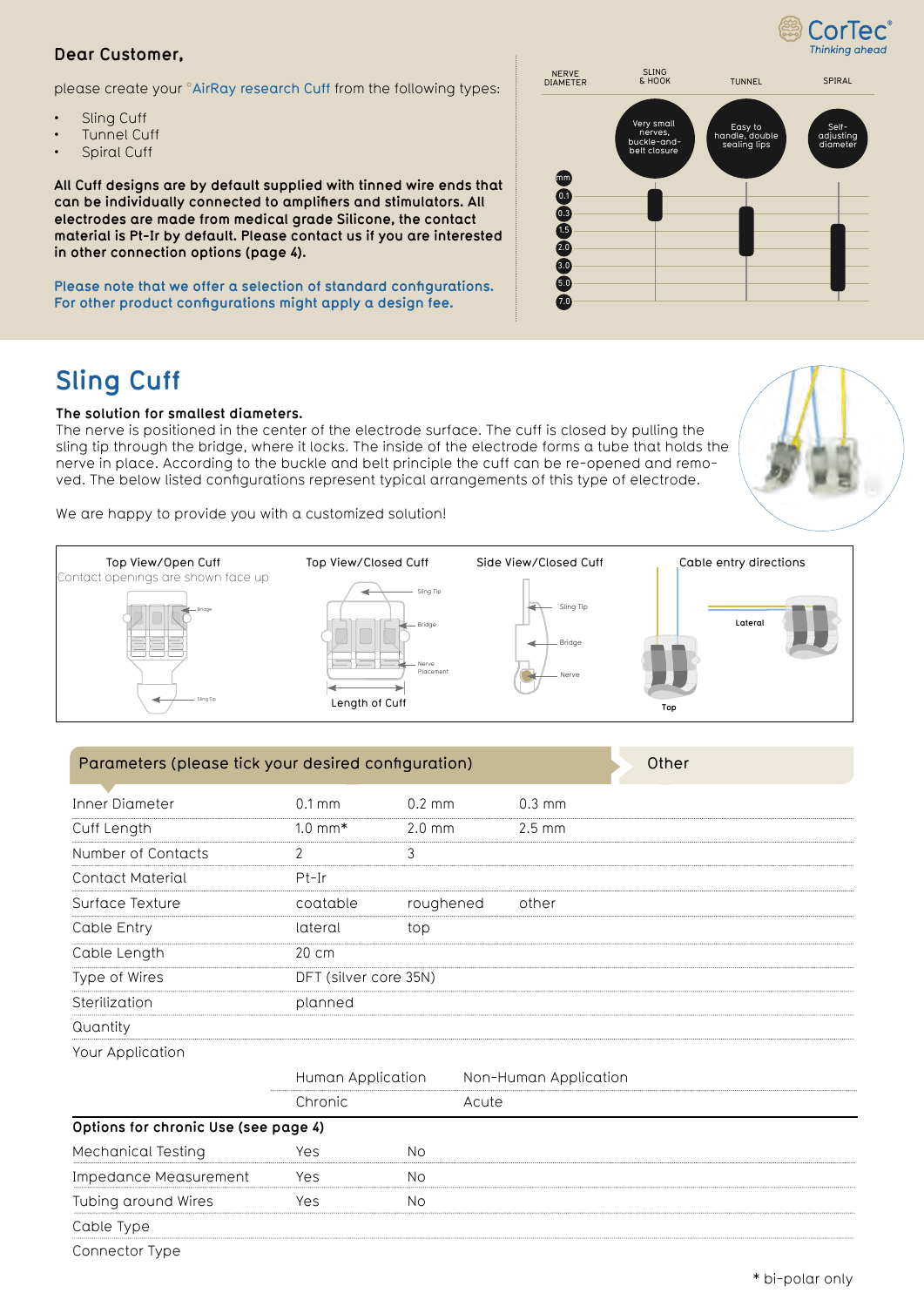**Dear Customer,**

please create your °AirRay research Cuff from the following types:

- Sling Cuff
- Tunnel Cuff
- Spiral Cuff

**All Cuff designs are by default supplied with tinned wire ends that can be individually connected to amplifiers and stimulators. All electrodes are made from medical grade Silicone, the contact material is Pt-Ir by default. Please contact us if you are interested in other connection options (page 4).**

**Please note that we offer a selection of standard configurations. For other product configurations might apply a design fee.**

| NERVE DIAMETER | SLING & HOOK | TUNNEL | SPIRAL |
|---|---|---|---|
| | Very small nerves, buckle-and-belt closure | Easy to handle, double sealing lips | Self-adjusting diameter |

mm: 0.1, 0.3, 1.5, 2.0, 3.0, 5.0, 7.0

## Sling Cuff

**The solution for smallest diameters.**
The nerve is positioned in the center of the electrode surface. The cuff is closed by pulling the sling tip through the bridge, where it locks. The inside of the electrode forms a tube that holds the nerve in place. According to the buckle and belt principle the cuff can be re-opened and removed. The below listed configurations represent typical arrangements of this type of electrode.

We are happy to provide you with a customized solution!

Top View/Open Cuff — Contact openings are shown face up (Bridge, Sling Tip)
Top View/Closed Cuff (Sling Tip, Bridge, Nerve Placement, Length of Cuff)
Side View/Closed Cuff (Sling Tip, Bridge, Nerve)
Cable entry directions (Lateral, Top)

| Parameters (please tick your desired configuration) | | | | Other |
|---|---|---|---|---|
| Inner Diameter | 0.1 mm | 0.2 mm | 0.3 mm | |
| Cuff Length | 1.0 mm* | 2.0 mm | 2.5 mm | |
| Number of Contacts | 2 | 3 | | |
| Contact Material | Pt-Ir | | | |
| Surface Texture | coatable | roughened | other | |
| Cable Entry | lateral | top | | |
| Cable Length | 20 cm | | | |
| Type of Wires | DFT (silver core 35N) | | | |
| Sterilization | planned | | | |
| Quantity | | | | |
| Your Application | | | | |
| | Human Application | Non-Human Application | | |
| | Chronic | Acute | | |

| Options for chronic Use (see page 4) | | | |
|---|---|---|---|
| Mechanical Testing | Yes | No | |
| Impedance Measurement | Yes | No | |
| Tubing around Wires | Yes | No | |
| Cable Type | | | |
| Connector Type | | | |

\* bi-polar only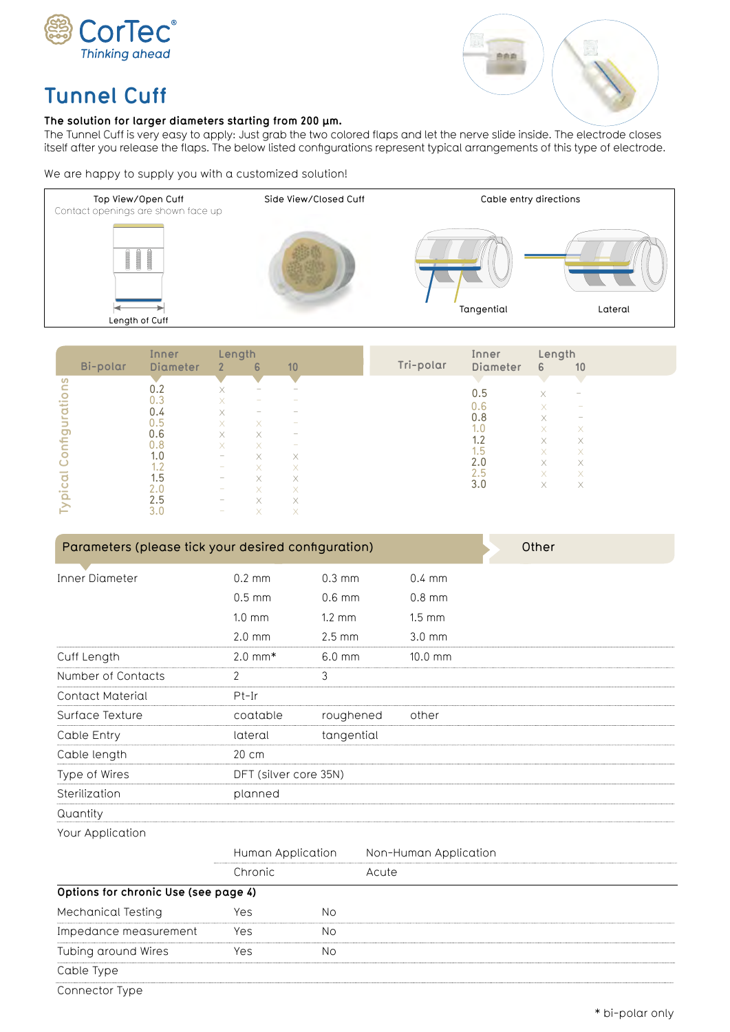# Tunnel Cuff

**The solution for larger diameters starting from 200 µm.**
The Tunnel Cuff is very easy to apply: Just grab the two colored flaps and let the nerve slide inside. The electrode closes itself after you release the flaps. The below listed configurations represent typical arrangements of this type of electrode.

We are happy to supply you with a customized solution!

Top View/Open Cuff
Contact openings are shown face up

Length of Cuff

Side View/Closed Cuff

Cable entry directions

Tangential

Lateral

## Typical Configurations

| Bi-polar Inner Diameter | Length 2 | Length 6 | Length 10 |
|---|---|---|---|
| 0.2 | x | – | – |
| 0.3 | x | – | – |
| 0.4 | x | – | – |
| 0.5 | x | x | – |
| 0.6 | x | x | – |
| 0.8 | x | x | – |
| 1.0 | – | x | x |
| 1.2 | – | x | x |
| 1.5 | – | x | x |
| 2.0 | – | x | x |
| 2.5 | – | x | x |
| 3.0 | – | x | x |

| Tri-polar Inner Diameter | Length 6 | Length 10 |
|---|---|---|
| 0.5 | x | – |
| 0.6 | x | – |
| 0.8 | x | – |
| 1.0 | x | x |
| 1.2 | x | x |
| 1.5 | x | x |
| 2.0 | x | x |
| 2.5 | x | x |
| 3.0 | x | x |

## Parameters (please tick your desired configuration)

| Parameter | | | | Other |
|---|---|---|---|---|
| Inner Diameter | 0.2 mm | 0.3 mm | 0.4 mm | |
| | 0.5 mm | 0.6 mm | 0.8 mm | |
| | 1.0 mm | 1.2 mm | 1.5 mm | |
| | 2.0 mm | 2.5 mm | 3.0 mm | |
| Cuff Length | 2.0 mm* | 6.0 mm | 10.0 mm | |
| Number of Contacts | 2 | 3 | | |
| Contact Material | Pt-Ir | | | |
| Surface Texture | coatable | roughened | other | |
| Cable Entry | lateral | tangential | | |
| Cable length | 20 cm | | | |
| Type of Wires | DFT (silver core 35N) | | | |
| Sterilization | planned | | | |
| Quantity | | | | |
| Your Application | | | | |
| | Human Application | Non-Human Application | | |
| | Chronic | Acute | | |

**Options for chronic Use (see page 4)**

| Option | | |
|---|---|---|
| Mechanical Testing | Yes | No |
| Impedance measurement | Yes | No |
| Tubing around Wires | Yes | No |
| Cable Type | | |
| Connector Type | | |

\* bi-polar only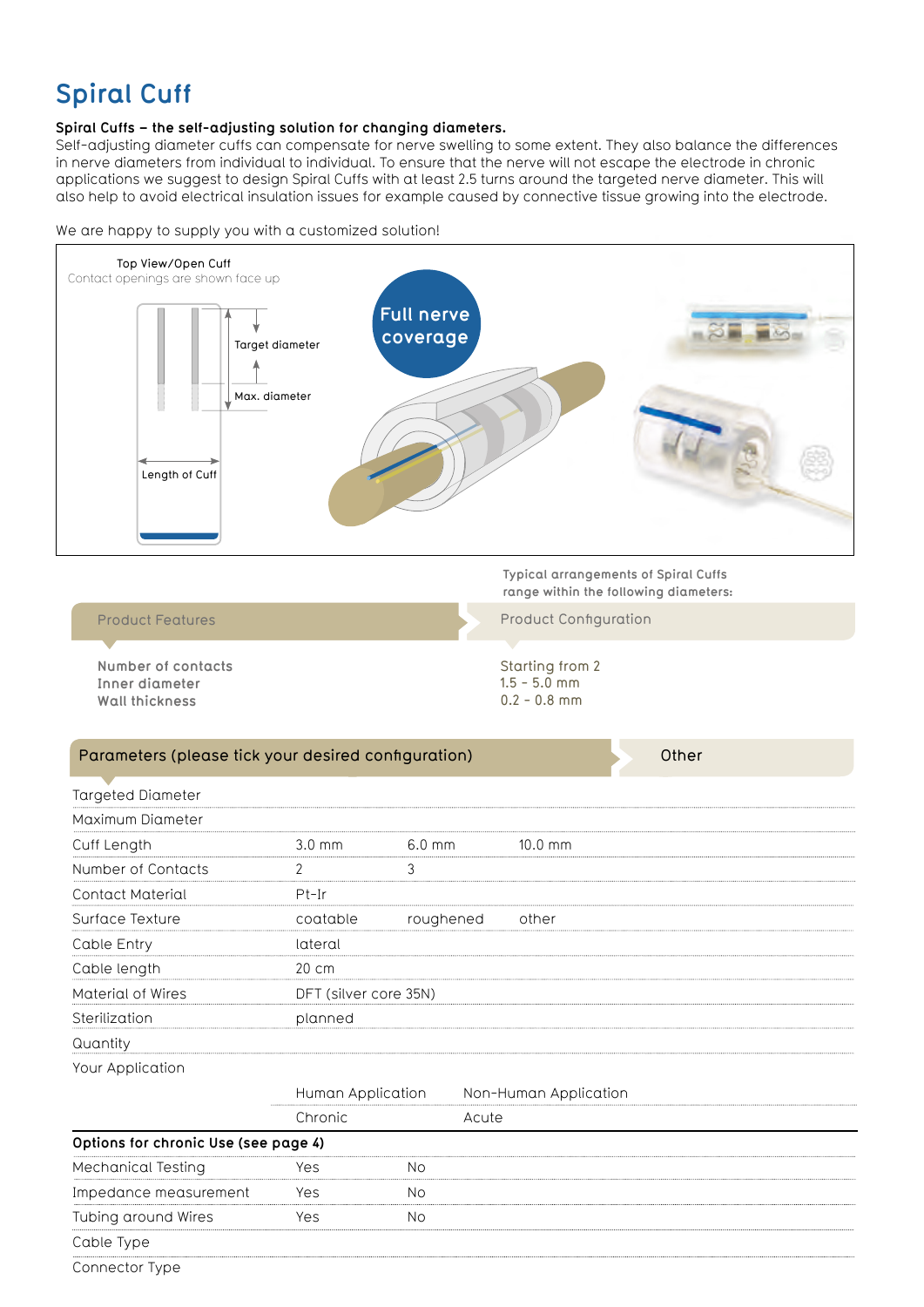# Spiral Cuff

**Spiral Cuffs – the self-adjusting solution for changing diameters.**
Self-adjusting diameter cuffs can compensate for nerve swelling to some extent. They also balance the differences in nerve diameters from individual to individual. To ensure that the nerve will not escape the electrode in chronic applications we suggest to design Spiral Cuffs with at least 2.5 turns around the targeted nerve diameter. This will also help to avoid electrical insulation issues for example caused by connective tissue growing into the electrode.

We are happy to supply you with a customized solution!

Top View/Open Cuff
Contact openings are shown face up

Target diameter

Max. diameter

Length of Cuff

Full nerve coverage

Typical arrangements of Spiral Cuffs range within the following diameters:

| Product Features | Product Configuration |
|---|---|
| Number of contacts | Starting from 2 |
| Inner diameter | 1.5 - 5.0 mm |
| Wall thickness | 0.2 - 0.8 mm |

| Parameters (please tick your desired configuration) | | | | Other |
|---|---|---|---|---|
| Targeted Diameter | | | | |
| Maximum Diameter | | | | |
| Cuff Length | 3.0 mm | 6.0 mm | 10.0 mm | |
| Number of Contacts | 2 | 3 | | |
| Contact Material | Pt-Ir | | | |
| Surface Texture | coatable | roughened | other | |
| Cable Entry | lateral | | | |
| Cable length | 20 cm | | | |
| Material of Wires | DFT (silver core 35N) | | | |
| Sterilization | planned | | | |
| Quantity | | | | |
| Your Application | | | | |
| | Human Application | Non-Human Application | | |
| | Chronic | Acute | | |
| **Options for chronic Use (see page 4)** | | | | |
| Mechanical Testing | Yes | No | | |
| Impedance measurement | Yes | No | | |
| Tubing around Wires | Yes | No | | |
| Cable Type | | | | |
| Connector Type | | | | |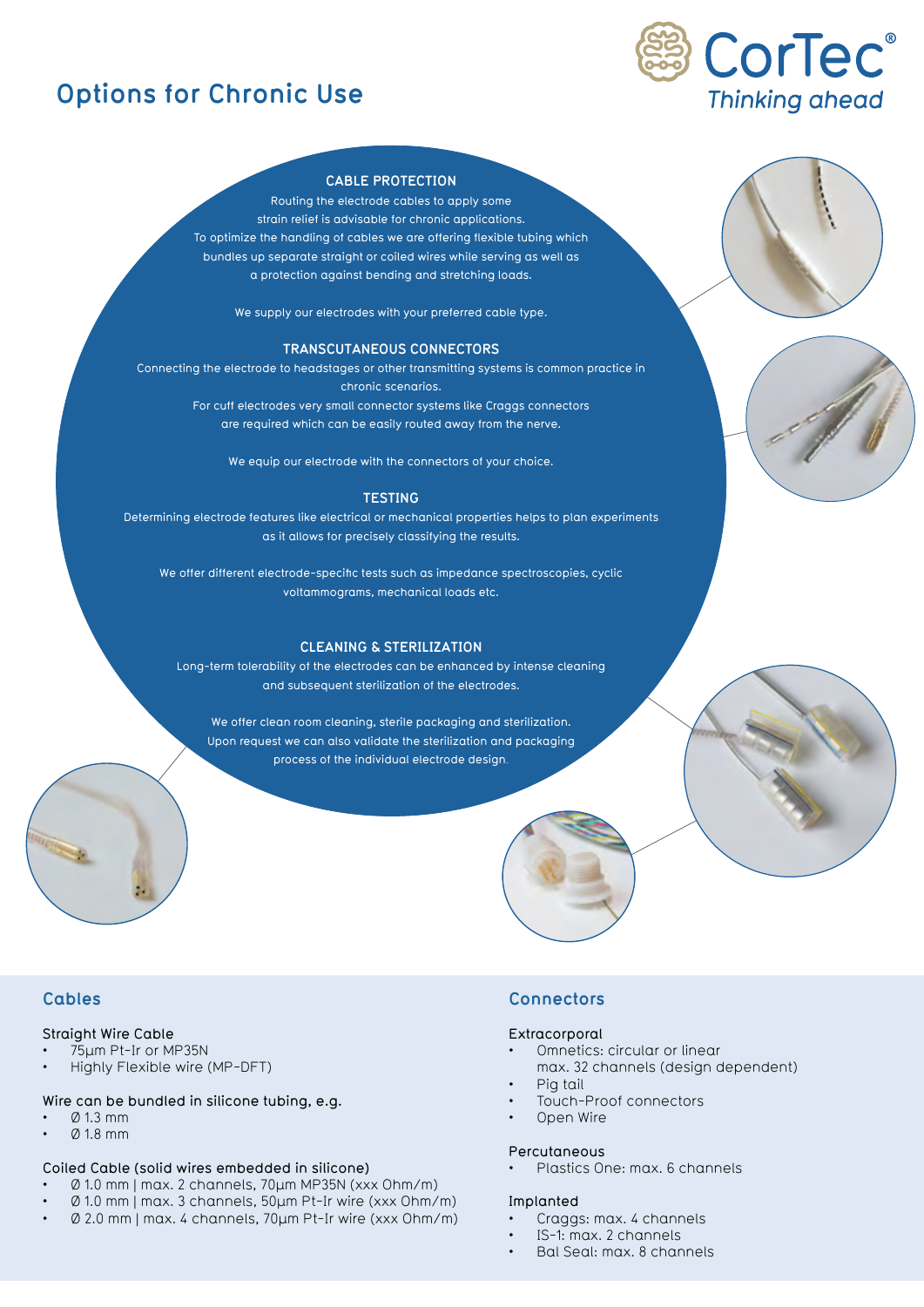# Options for Chronic Use

CorTec® *Thinking ahead*

### CABLE PROTECTION

Routing the electrode cables to apply some strain relief is advisable for chronic applications. To optimize the handling of cables we are offering flexible tubing which bundles up separate straight or coiled wires while serving as well as a protection against bending and stretching loads.

We supply our electrodes with your preferred cable type.

### TRANSCUTANEOUS CONNECTORS

Connecting the electrode to headstages or other transmitting systems is common practice in chronic scenarios.
For cuff electrodes very small connector systems like Craggs connectors are required which can be easily routed away from the nerve.

We equip our electrode with the connectors of your choice.

### TESTING

Determining electrode features like electrical or mechanical properties helps to plan experiments as it allows for precisely classifying the results.

We offer different electrode-specific tests such as impedance spectroscopies, cyclic voltammograms, mechanical loads etc.

### CLEANING & STERILIZATION

Long-term tolerability of the electrodes can be enhanced by intense cleaning and subsequent sterilization of the electrodes.

We offer clean room cleaning, sterile packaging and sterilization. Upon request we can also validate the sterilization and packaging process of the individual electrode design.

## Cables

Straight Wire Cable

- 75µm Pt-Ir or MP35N
- Highly Flexible wire (MP-DFT)

Wire can be bundled in silicone tubing, e.g.

- Ø 1.3 mm
- Ø 1.8 mm

Coiled Cable (solid wires embedded in silicone)

- Ø 1.0 mm | max. 2 channels, 70µm MP35N (xxx Ohm/m)
- Ø 1.0 mm | max. 3 channels, 50µm Pt-Ir wire (xxx Ohm/m)
- Ø 2.0 mm | max. 4 channels, 70µm Pt-Ir wire (xxx Ohm/m)

## Connectors

Extracorporal

- Omnetics: circular or linear
  max. 32 channels (design dependent)
- Pig tail
- Touch-Proof connectors
- Open Wire

Percutaneous

- Plastics One: max. 6 channels

Implanted

- Craggs: max. 4 channels
- IS-1: max. 2 channels
- Bal Seal: max. 8 channels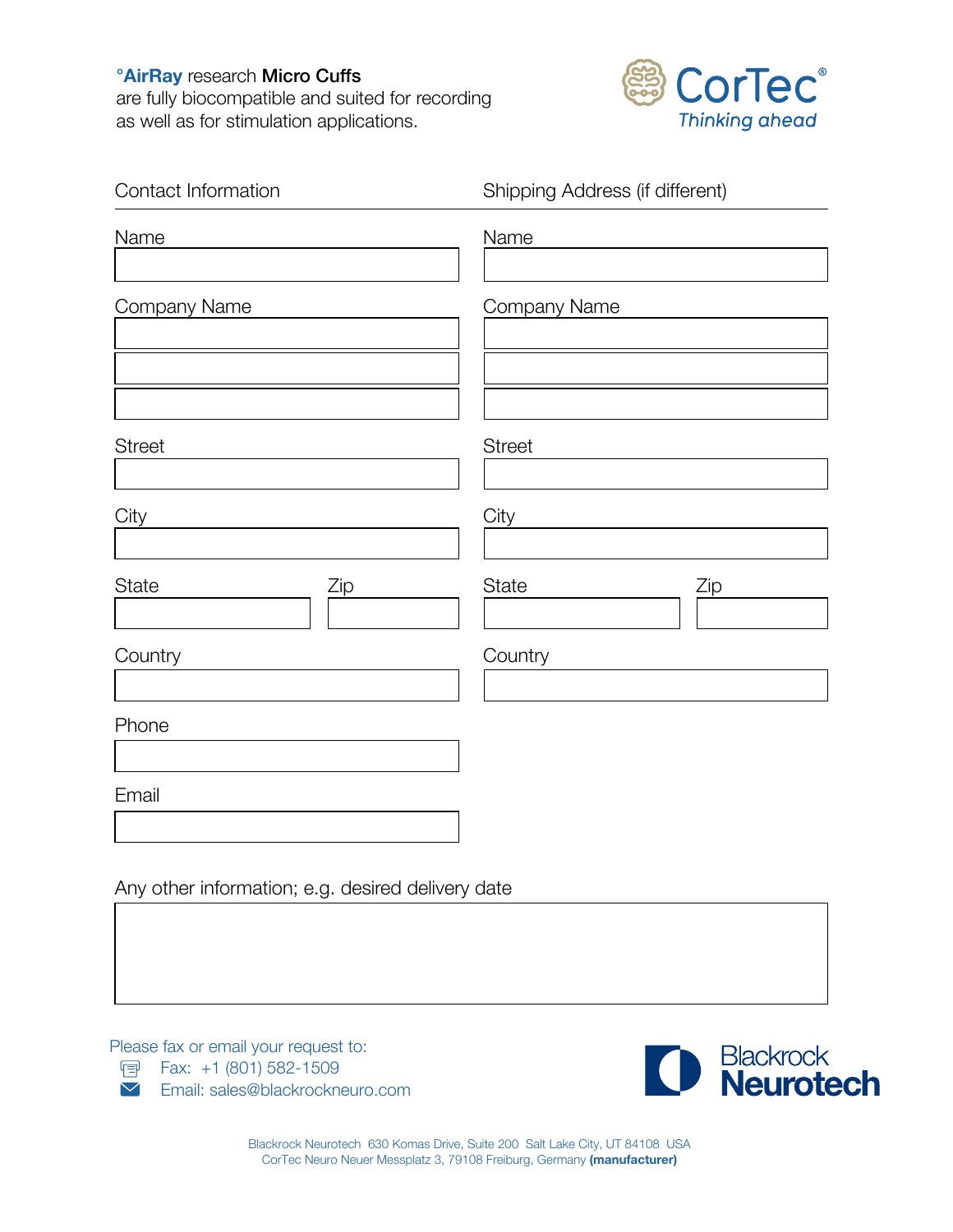**°AirRay** research **Micro Cuffs** are fully biocompatible and suited for recording as well as for stimulation applications.

CorTec® *Thinking ahead*

| Contact Information | Shipping Address (if different) |
| --- | --- |
| Name | Name |
| Company Name | Company Name |
| Street | Street |
| City | City |
| State / Zip | State / Zip |
| Country | Country |
| Phone | |
| Email | |

Any other information; e.g. desired delivery date

Please fax or email your request to:

Fax: +1 (801) 582-1509

Email: sales@blackrockneuro.com

Blackrock Neurotech

Blackrock Neurotech 630 Komas Drive, Suite 200 Salt Lake City, UT 84108 USA
CorTec Neuro Neuer Messplatz 3, 79108 Freiburg, Germany **(manufacturer)**